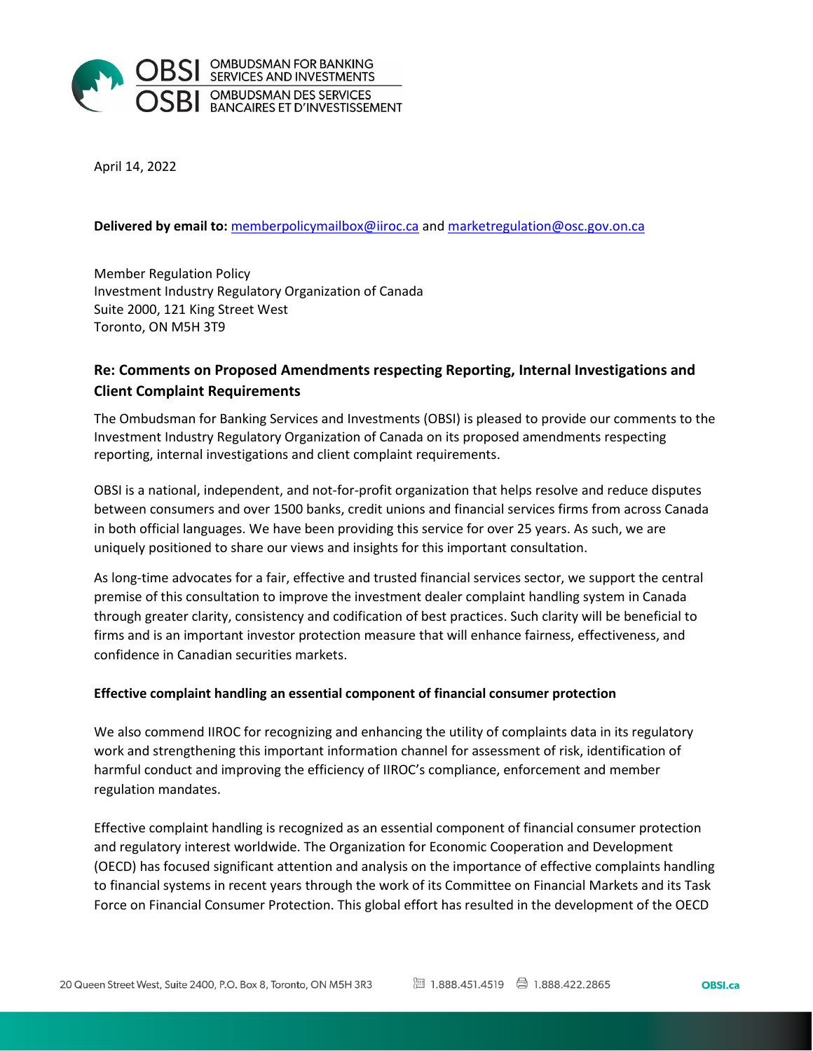April 14, 2022

**Delivered by email to:** memberpolicymailbox@iiroc.ca and marketregulation@osc.gov.on.ca

Member Regulation Policy
Investment Industry Regulatory Organization of Canada
Suite 2000, 121 King Street West
Toronto, ON M5H 3T9

## Re: Comments on Proposed Amendments respecting Reporting, Internal Investigations and Client Complaint Requirements

The Ombudsman for Banking Services and Investments (OBSI) is pleased to provide our comments to the Investment Industry Regulatory Organization of Canada on its proposed amendments respecting reporting, internal investigations and client complaint requirements.

OBSI is a national, independent, and not-for-profit organization that helps resolve and reduce disputes between consumers and over 1500 banks, credit unions and financial services firms from across Canada in both official languages. We have been providing this service for over 25 years. As such, we are uniquely positioned to share our views and insights for this important consultation.

As long-time advocates for a fair, effective and trusted financial services sector, we support the central premise of this consultation to improve the investment dealer complaint handling system in Canada through greater clarity, consistency and codification of best practices. Such clarity will be beneficial to firms and is an important investor protection measure that will enhance fairness, effectiveness, and confidence in Canadian securities markets.

### Effective complaint handling an essential component of financial consumer protection

We also commend IIROC for recognizing and enhancing the utility of complaints data in its regulatory work and strengthening this important information channel for assessment of risk, identification of harmful conduct and improving the efficiency of IIROC's compliance, enforcement and member regulation mandates.

Effective complaint handling is recognized as an essential component of financial consumer protection and regulatory interest worldwide. The Organization for Economic Cooperation and Development (OECD) has focused significant attention and analysis on the importance of effective complaints handling to financial systems in recent years through the work of its Committee on Financial Markets and its Task Force on Financial Consumer Protection. This global effort has resulted in the development of the OECD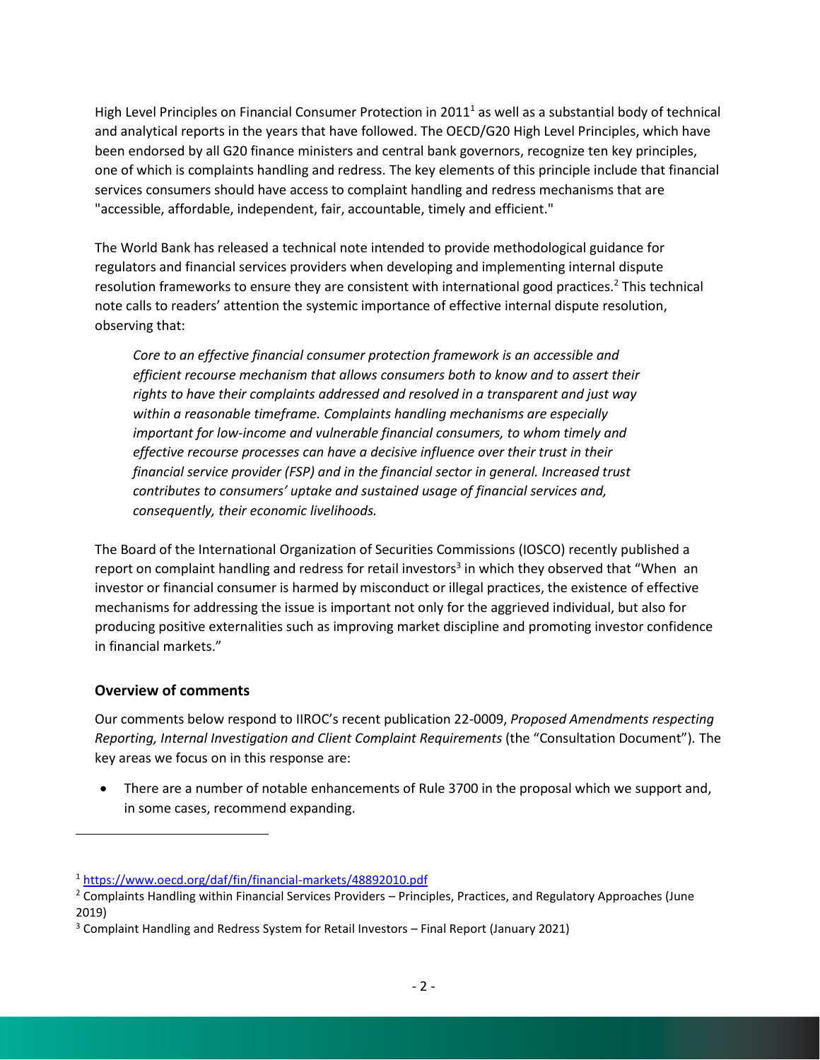High Level Principles on Financial Consumer Protection in 2011[1] as well as a substantial body of technical and analytical reports in the years that have followed. The OECD/G20 High Level Principles, which have been endorsed by all G20 finance ministers and central bank governors, recognize ten key principles, one of which is complaints handling and redress. The key elements of this principle include that financial services consumers should have access to complaint handling and redress mechanisms that are "accessible, affordable, independent, fair, accountable, timely and efficient."

The World Bank has released a technical note intended to provide methodological guidance for regulators and financial services providers when developing and implementing internal dispute resolution frameworks to ensure they are consistent with international good practices.[2] This technical note calls to readers' attention the systemic importance of effective internal dispute resolution, observing that:

> *Core to an effective financial consumer protection framework is an accessible and efficient recourse mechanism that allows consumers both to know and to assert their rights to have their complaints addressed and resolved in a transparent and just way within a reasonable timeframe. Complaints handling mechanisms are especially important for low-income and vulnerable financial consumers, to whom timely and effective recourse processes can have a decisive influence over their trust in their financial service provider (FSP) and in the financial sector in general. Increased trust contributes to consumers' uptake and sustained usage of financial services and, consequently, their economic livelihoods.*

The Board of the International Organization of Securities Commissions (IOSCO) recently published a report on complaint handling and redress for retail investors[3] in which they observed that "When an investor or financial consumer is harmed by misconduct or illegal practices, the existence of effective mechanisms for addressing the issue is important not only for the aggrieved individual, but also for producing positive externalities such as improving market discipline and promoting investor confidence in financial markets."

### Overview of comments

Our comments below respond to IIROC's recent publication 22-0009, *Proposed Amendments respecting Reporting, Internal Investigation and Client Complaint Requirements* (the "Consultation Document"). The key areas we focus on in this response are:

- There are a number of notable enhancements of Rule 3700 in the proposal which we support and, in some cases, recommend expanding.

---

[1] https://www.oecd.org/daf/fin/financial-markets/48892010.pdf

[2] Complaints Handling within Financial Services Providers – Principles, Practices, and Regulatory Approaches (June 2019)

[3] Complaint Handling and Redress System for Retail Investors – Final Report (January 2021)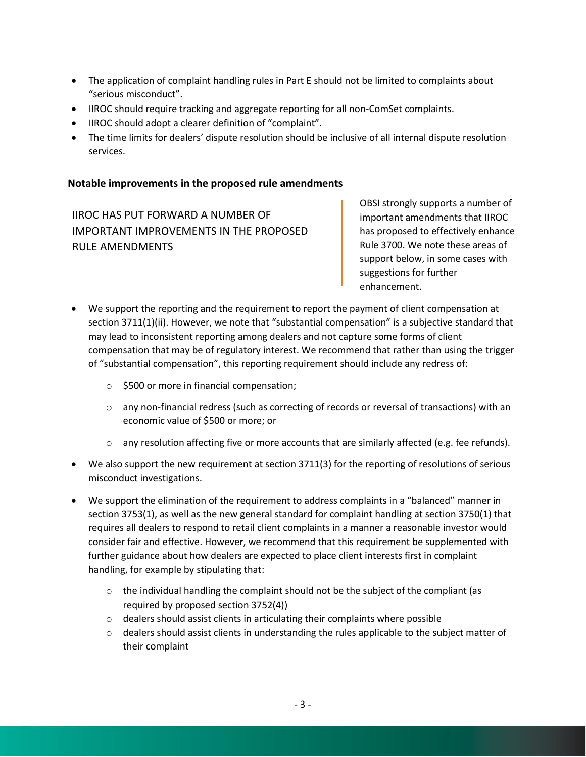- The application of complaint handling rules in Part E should not be limited to complaints about "serious misconduct".
- IIROC should require tracking and aggregate reporting for all non-ComSet complaints.
- IIROC should adopt a clearer definition of "complaint".
- The time limits for dealers' dispute resolution should be inclusive of all internal dispute resolution services.

### Notable improvements in the proposed rule amendments

IIROC HAS PUT FORWARD A NUMBER OF IMPORTANT IMPROVEMENTS IN THE PROPOSED RULE AMENDMENTS

OBSI strongly supports a number of important amendments that IIROC has proposed to effectively enhance Rule 3700. We note these areas of support below, in some cases with suggestions for further enhancement.

- We support the reporting and the requirement to report the payment of client compensation at section 3711(1)(ii). However, we note that "substantial compensation" is a subjective standard that may lead to inconsistent reporting among dealers and not capture some forms of client compensation that may be of regulatory interest. We recommend that rather than using the trigger of "substantial compensation", this reporting requirement should include any redress of:
  - $500 or more in financial compensation;
  - any non-financial redress (such as correcting of records or reversal of transactions) with an economic value of $500 or more; or
  - any resolution affecting five or more accounts that are similarly affected (e.g. fee refunds).
- We also support the new requirement at section 3711(3) for the reporting of resolutions of serious misconduct investigations.
- We support the elimination of the requirement to address complaints in a "balanced" manner in section 3753(1), as well as the new general standard for complaint handling at section 3750(1) that requires all dealers to respond to retail client complaints in a manner a reasonable investor would consider fair and effective. However, we recommend that this requirement be supplemented with further guidance about how dealers are expected to place client interests first in complaint handling, for example by stipulating that:
  - the individual handling the complaint should not be the subject of the compliant (as required by proposed section 3752(4))
  - dealers should assist clients in articulating their complaints where possible
  - dealers should assist clients in understanding the rules applicable to the subject matter of their complaint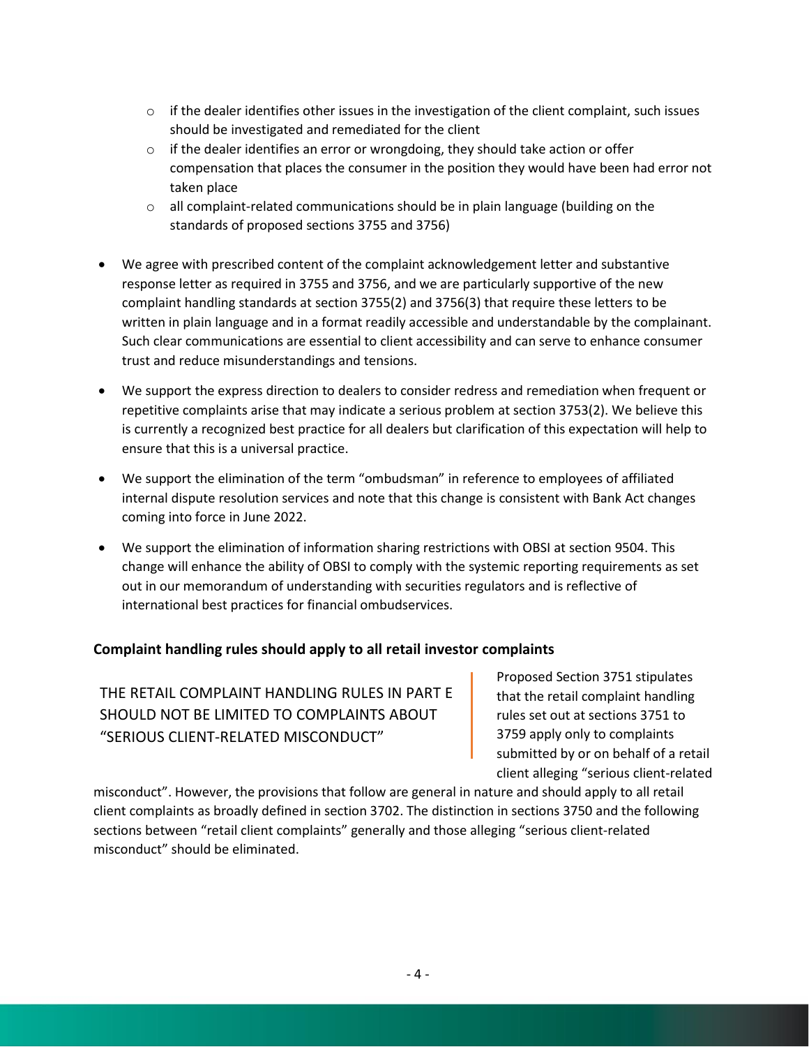- if the dealer identifies other issues in the investigation of the client complaint, such issues should be investigated and remediated for the client
  - if the dealer identifies an error or wrongdoing, they should take action or offer compensation that places the consumer in the position they would have been had error not taken place
  - all complaint-related communications should be in plain language (building on the standards of proposed sections 3755 and 3756)

- We agree with prescribed content of the complaint acknowledgement letter and substantive response letter as required in 3755 and 3756, and we are particularly supportive of the new complaint handling standards at section 3755(2) and 3756(3) that require these letters to be written in plain language and in a format readily accessible and understandable by the complainant. Such clear communications are essential to client accessibility and can serve to enhance consumer trust and reduce misunderstandings and tensions.

- We support the express direction to dealers to consider redress and remediation when frequent or repetitive complaints arise that may indicate a serious problem at section 3753(2). We believe this is currently a recognized best practice for all dealers but clarification of this expectation will help to ensure that this is a universal practice.

- We support the elimination of the term "ombudsman" in reference to employees of affiliated internal dispute resolution services and note that this change is consistent with Bank Act changes coming into force in June 2022.

- We support the elimination of information sharing restrictions with OBSI at section 9504. This change will enhance the ability of OBSI to comply with the systemic reporting requirements as set out in our memorandum of understanding with securities regulators and is reflective of international best practices for financial ombudservices.

**Complaint handling rules should apply to all retail investor complaints**

> THE RETAIL COMPLAINT HANDLING RULES IN PART E SHOULD NOT BE LIMITED TO COMPLAINTS ABOUT "SERIOUS CLIENT-RELATED MISCONDUCT"

Proposed Section 3751 stipulates that the retail complaint handling rules set out at sections 3751 to 3759 apply only to complaints submitted by or on behalf of a retail client alleging "serious client-related misconduct". However, the provisions that follow are general in nature and should apply to all retail client complaints as broadly defined in section 3702. The distinction in sections 3750 and the following sections between "retail client complaints" generally and those alleging "serious client-related misconduct" should be eliminated.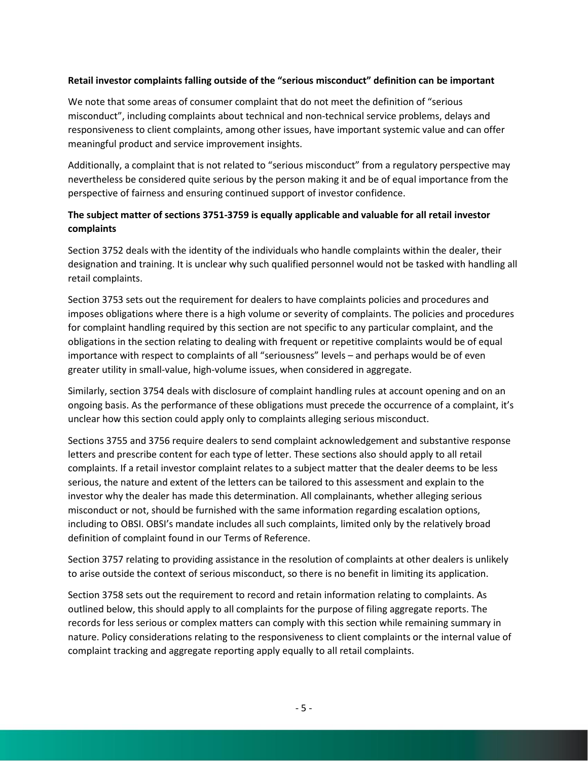**Retail investor complaints falling outside of the "serious misconduct" definition can be important**

We note that some areas of consumer complaint that do not meet the definition of "serious misconduct", including complaints about technical and non-technical service problems, delays and responsiveness to client complaints, among other issues, have important systemic value and can offer meaningful product and service improvement insights.

Additionally, a complaint that is not related to "serious misconduct" from a regulatory perspective may nevertheless be considered quite serious by the person making it and be of equal importance from the perspective of fairness and ensuring continued support of investor confidence.

**The subject matter of sections 3751-3759 is equally applicable and valuable for all retail investor complaints**

Section 3752 deals with the identity of the individuals who handle complaints within the dealer, their designation and training. It is unclear why such qualified personnel would not be tasked with handling all retail complaints.

Section 3753 sets out the requirement for dealers to have complaints policies and procedures and imposes obligations where there is a high volume or severity of complaints. The policies and procedures for complaint handling required by this section are not specific to any particular complaint, and the obligations in the section relating to dealing with frequent or repetitive complaints would be of equal importance with respect to complaints of all "seriousness" levels – and perhaps would be of even greater utility in small-value, high-volume issues, when considered in aggregate.

Similarly, section 3754 deals with disclosure of complaint handling rules at account opening and on an ongoing basis. As the performance of these obligations must precede the occurrence of a complaint, it's unclear how this section could apply only to complaints alleging serious misconduct.

Sections 3755 and 3756 require dealers to send complaint acknowledgement and substantive response letters and prescribe content for each type of letter. These sections also should apply to all retail complaints. If a retail investor complaint relates to a subject matter that the dealer deems to be less serious, the nature and extent of the letters can be tailored to this assessment and explain to the investor why the dealer has made this determination. All complainants, whether alleging serious misconduct or not, should be furnished with the same information regarding escalation options, including to OBSI. OBSI's mandate includes all such complaints, limited only by the relatively broad definition of complaint found in our Terms of Reference.

Section 3757 relating to providing assistance in the resolution of complaints at other dealers is unlikely to arise outside the context of serious misconduct, so there is no benefit in limiting its application.

Section 3758 sets out the requirement to record and retain information relating to complaints. As outlined below, this should apply to all complaints for the purpose of filing aggregate reports. The records for less serious or complex matters can comply with this section while remaining summary in nature. Policy considerations relating to the responsiveness to client complaints or the internal value of complaint tracking and aggregate reporting apply equally to all retail complaints.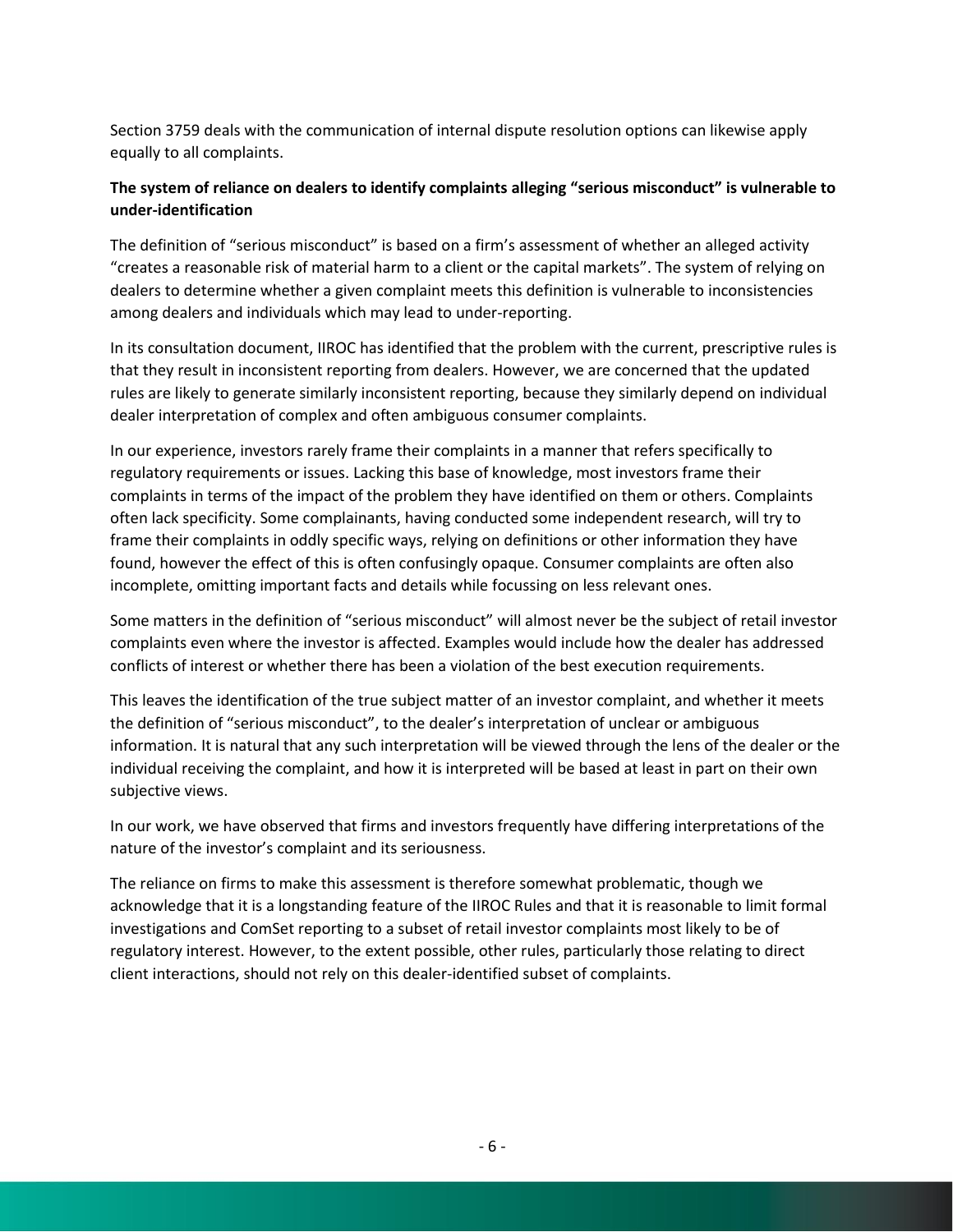Section 3759 deals with the communication of internal dispute resolution options can likewise apply equally to all complaints.

**The system of reliance on dealers to identify complaints alleging "serious misconduct" is vulnerable to under-identification**

The definition of "serious misconduct" is based on a firm's assessment of whether an alleged activity "creates a reasonable risk of material harm to a client or the capital markets". The system of relying on dealers to determine whether a given complaint meets this definition is vulnerable to inconsistencies among dealers and individuals which may lead to under-reporting.

In its consultation document, IIROC has identified that the problem with the current, prescriptive rules is that they result in inconsistent reporting from dealers. However, we are concerned that the updated rules are likely to generate similarly inconsistent reporting, because they similarly depend on individual dealer interpretation of complex and often ambiguous consumer complaints.

In our experience, investors rarely frame their complaints in a manner that refers specifically to regulatory requirements or issues. Lacking this base of knowledge, most investors frame their complaints in terms of the impact of the problem they have identified on them or others. Complaints often lack specificity. Some complainants, having conducted some independent research, will try to frame their complaints in oddly specific ways, relying on definitions or other information they have found, however the effect of this is often confusingly opaque. Consumer complaints are often also incomplete, omitting important facts and details while focussing on less relevant ones.

Some matters in the definition of "serious misconduct" will almost never be the subject of retail investor complaints even where the investor is affected. Examples would include how the dealer has addressed conflicts of interest or whether there has been a violation of the best execution requirements.

This leaves the identification of the true subject matter of an investor complaint, and whether it meets the definition of "serious misconduct", to the dealer's interpretation of unclear or ambiguous information. It is natural that any such interpretation will be viewed through the lens of the dealer or the individual receiving the complaint, and how it is interpreted will be based at least in part on their own subjective views.

In our work, we have observed that firms and investors frequently have differing interpretations of the nature of the investor's complaint and its seriousness.

The reliance on firms to make this assessment is therefore somewhat problematic, though we acknowledge that it is a longstanding feature of the IIROC Rules and that it is reasonable to limit formal investigations and ComSet reporting to a subset of retail investor complaints most likely to be of regulatory interest. However, to the extent possible, other rules, particularly those relating to direct client interactions, should not rely on this dealer-identified subset of complaints.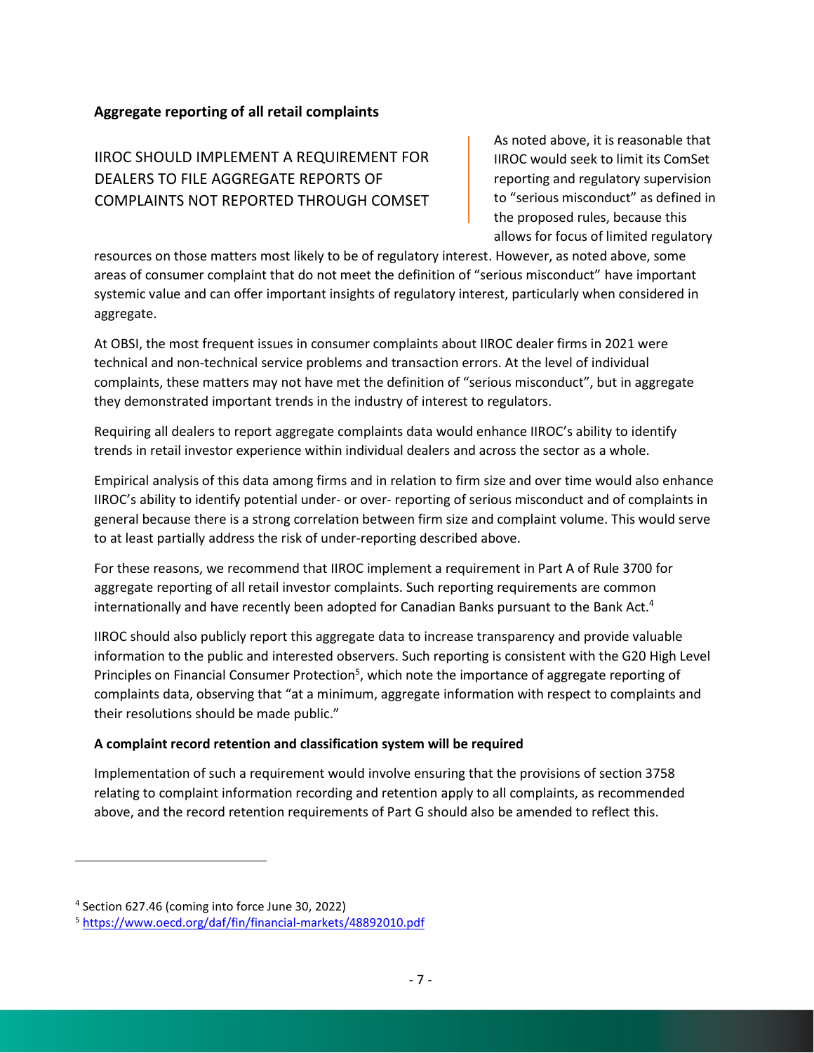**Aggregate reporting of all retail complaints**

IIROC SHOULD IMPLEMENT A REQUIREMENT FOR DEALERS TO FILE AGGREGATE REPORTS OF COMPLAINTS NOT REPORTED THROUGH COMSET

As noted above, it is reasonable that IIROC would seek to limit its ComSet reporting and regulatory supervision to "serious misconduct" as defined in the proposed rules, because this allows for focus of limited regulatory resources on those matters most likely to be of regulatory interest. However, as noted above, some areas of consumer complaint that do not meet the definition of "serious misconduct" have important systemic value and can offer important insights of regulatory interest, particularly when considered in aggregate.

At OBSI, the most frequent issues in consumer complaints about IIROC dealer firms in 2021 were technical and non-technical service problems and transaction errors. At the level of individual complaints, these matters may not have met the definition of "serious misconduct", but in aggregate they demonstrated important trends in the industry of interest to regulators.

Requiring all dealers to report aggregate complaints data would enhance IIROC's ability to identify trends in retail investor experience within individual dealers and across the sector as a whole.

Empirical analysis of this data among firms and in relation to firm size and over time would also enhance IIROC's ability to identify potential under- or over- reporting of serious misconduct and of complaints in general because there is a strong correlation between firm size and complaint volume. This would serve to at least partially address the risk of under-reporting described above.

For these reasons, we recommend that IIROC implement a requirement in Part A of Rule 3700 for aggregate reporting of all retail investor complaints. Such reporting requirements are common internationally and have recently been adopted for Canadian Banks pursuant to the Bank Act.[4]

IIROC should also publicly report this aggregate data to increase transparency and provide valuable information to the public and interested observers. Such reporting is consistent with the G20 High Level Principles on Financial Consumer Protection[5], which note the importance of aggregate reporting of complaints data, observing that "at a minimum, aggregate information with respect to complaints and their resolutions should be made public."

**A complaint record retention and classification system will be required**

Implementation of such a requirement would involve ensuring that the provisions of section 3758 relating to complaint information recording and retention apply to all complaints, as recommended above, and the record retention requirements of Part G should also be amended to reflect this.

---

[4] Section 627.46 (coming into force June 30, 2022)

[5] https://www.oecd.org/daf/fin/financial-markets/48892010.pdf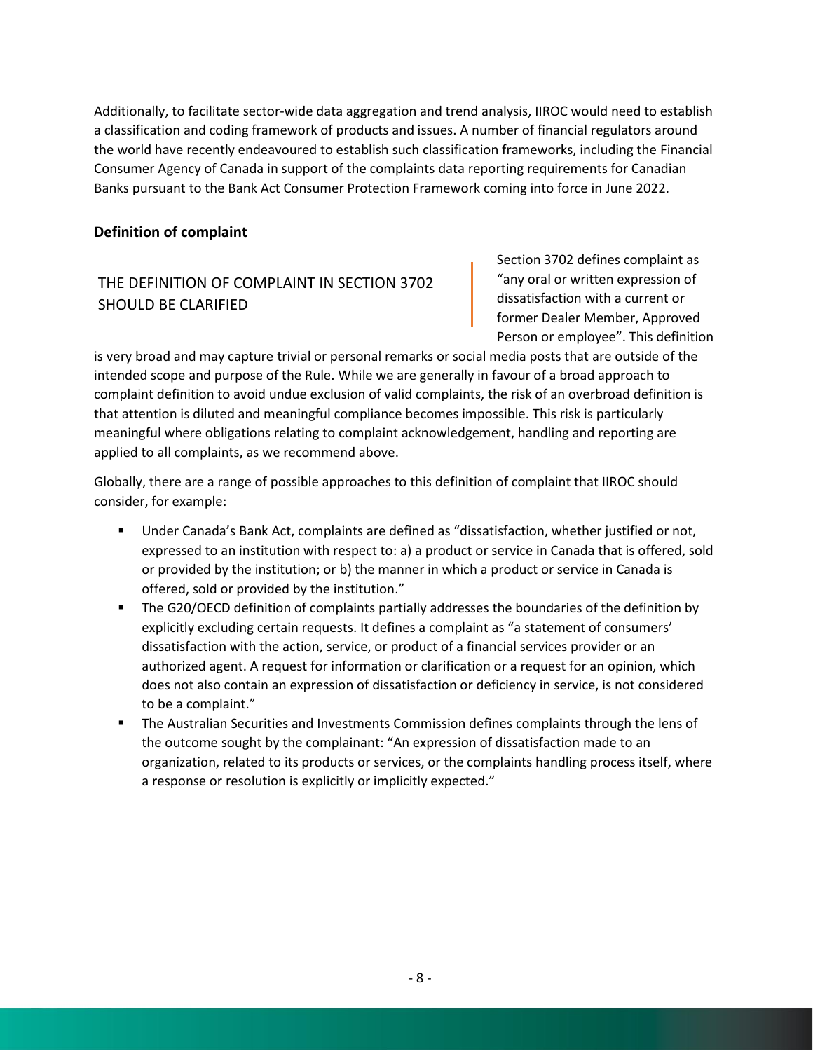Additionally, to facilitate sector-wide data aggregation and trend analysis, IIROC would need to establish a classification and coding framework of products and issues. A number of financial regulators around the world have recently endeavoured to establish such classification frameworks, including the Financial Consumer Agency of Canada in support of the complaints data reporting requirements for Canadian Banks pursuant to the Bank Act Consumer Protection Framework coming into force in June 2022.

### Definition of complaint

THE DEFINITION OF COMPLAINT IN SECTION 3702 SHOULD BE CLARIFIED

Section 3702 defines complaint as "any oral or written expression of dissatisfaction with a current or former Dealer Member, Approved Person or employee". This definition is very broad and may capture trivial or personal remarks or social media posts that are outside of the intended scope and purpose of the Rule. While we are generally in favour of a broad approach to complaint definition to avoid undue exclusion of valid complaints, the risk of an overbroad definition is that attention is diluted and meaningful compliance becomes impossible. This risk is particularly meaningful where obligations relating to complaint acknowledgement, handling and reporting are applied to all complaints, as we recommend above.

Globally, there are a range of possible approaches to this definition of complaint that IIROC should consider, for example:

- Under Canada's Bank Act, complaints are defined as "dissatisfaction, whether justified or not, expressed to an institution with respect to: a) a product or service in Canada that is offered, sold or provided by the institution; or b) the manner in which a product or service in Canada is offered, sold or provided by the institution."
- The G20/OECD definition of complaints partially addresses the boundaries of the definition by explicitly excluding certain requests. It defines a complaint as "a statement of consumers' dissatisfaction with the action, service, or product of a financial services provider or an authorized agent. A request for information or clarification or a request for an opinion, which does not also contain an expression of dissatisfaction or deficiency in service, is not considered to be a complaint."
- The Australian Securities and Investments Commission defines complaints through the lens of the outcome sought by the complainant: "An expression of dissatisfaction made to an organization, related to its products or services, or the complaints handling process itself, where a response or resolution is explicitly or implicitly expected."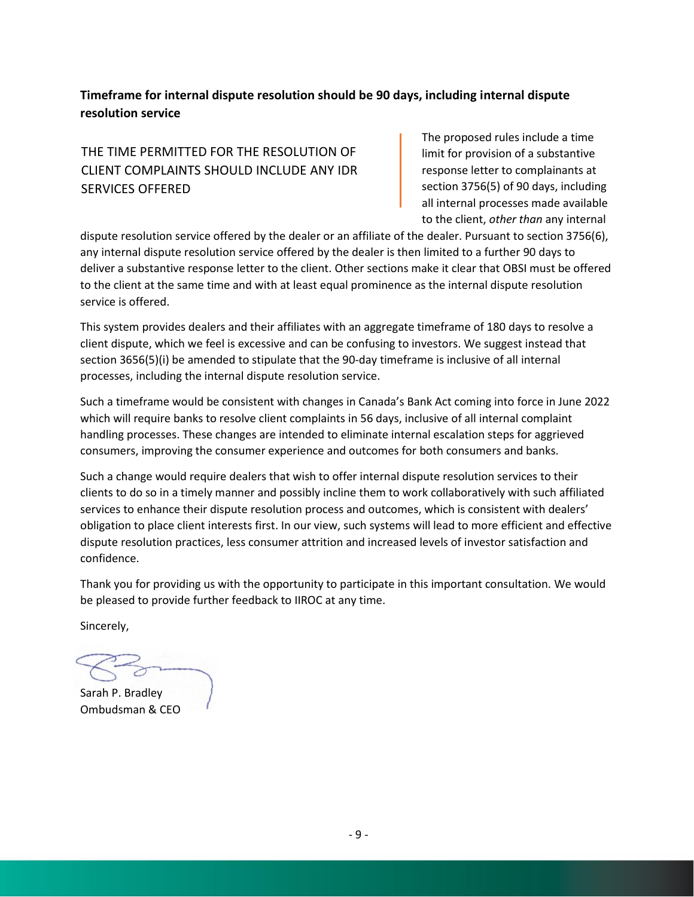**Timeframe for internal dispute resolution should be 90 days, including internal dispute resolution service**

THE TIME PERMITTED FOR THE RESOLUTION OF CLIENT COMPLAINTS SHOULD INCLUDE ANY IDR SERVICES OFFERED

The proposed rules include a time limit for provision of a substantive response letter to complainants at section 3756(5) of 90 days, including all internal processes made available to the client, *other than* any internal dispute resolution service offered by the dealer or an affiliate of the dealer. Pursuant to section 3756(6), any internal dispute resolution service offered by the dealer is then limited to a further 90 days to deliver a substantive response letter to the client. Other sections make it clear that OBSI must be offered to the client at the same time and with at least equal prominence as the internal dispute resolution service is offered.

This system provides dealers and their affiliates with an aggregate timeframe of 180 days to resolve a client dispute, which we feel is excessive and can be confusing to investors. We suggest instead that section 3656(5)(i) be amended to stipulate that the 90-day timeframe is inclusive of all internal processes, including the internal dispute resolution service.

Such a timeframe would be consistent with changes in Canada's Bank Act coming into force in June 2022 which will require banks to resolve client complaints in 56 days, inclusive of all internal complaint handling processes. These changes are intended to eliminate internal escalation steps for aggrieved consumers, improving the consumer experience and outcomes for both consumers and banks.

Such a change would require dealers that wish to offer internal dispute resolution services to their clients to do so in a timely manner and possibly incline them to work collaboratively with such affiliated services to enhance their dispute resolution process and outcomes, which is consistent with dealers' obligation to place client interests first. In our view, such systems will lead to more efficient and effective dispute resolution practices, less consumer attrition and increased levels of investor satisfaction and confidence.

Thank you for providing us with the opportunity to participate in this important consultation. We would be pleased to provide further feedback to IIROC at any time.

Sincerely,

Sarah P. Bradley
Ombudsman & CEO